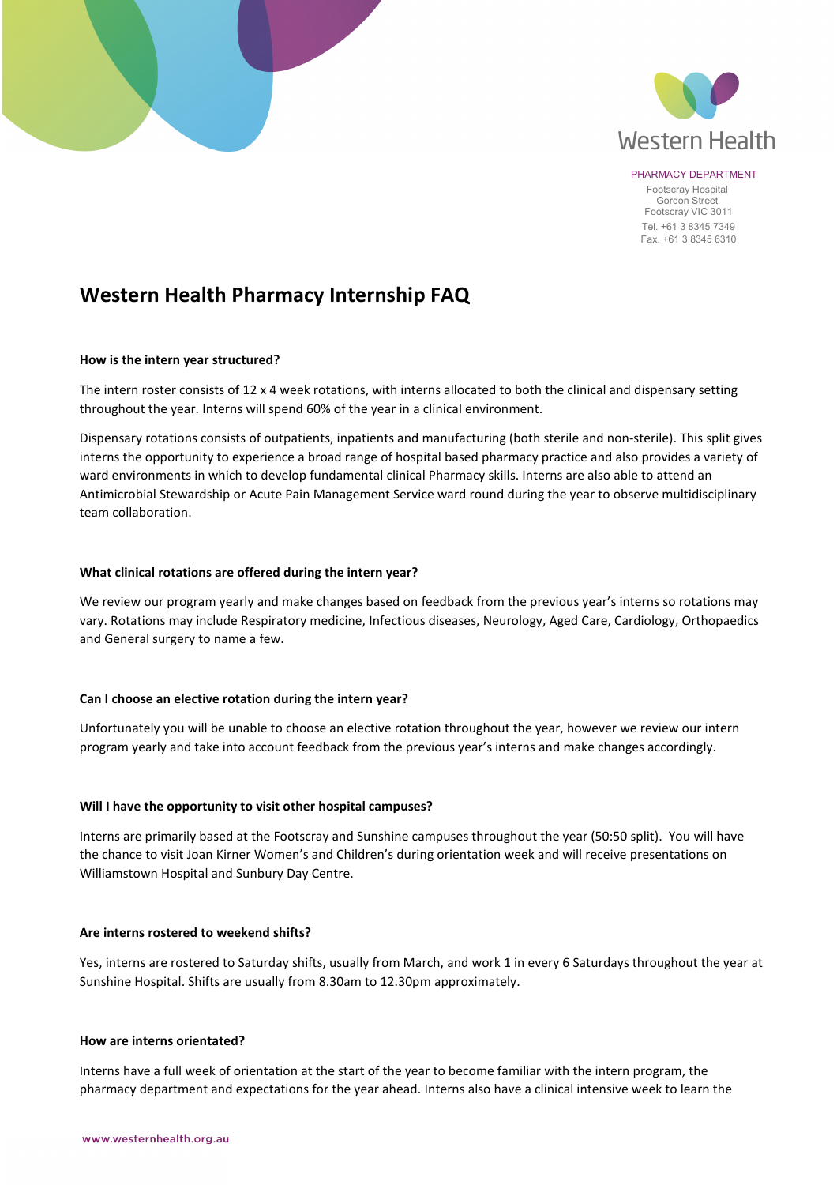Western Health

PHARMACY DEPARTMENT
Footscray Hospital
Gordon Street
Footscray VIC 3011
Tel. +61 3 8345 7349
Fax. +61 3 8345 6310

# Western Health Pharmacy Internship FAQ

**How is the intern year structured?**

The intern roster consists of 12 x 4 week rotations, with interns allocated to both the clinical and dispensary setting throughout the year. Interns will spend 60% of the year in a clinical environment.

Dispensary rotations consists of outpatients, inpatients and manufacturing (both sterile and non-sterile). This split gives interns the opportunity to experience a broad range of hospital based pharmacy practice and also provides a variety of ward environments in which to develop fundamental clinical Pharmacy skills. Interns are also able to attend an Antimicrobial Stewardship or Acute Pain Management Service ward round during the year to observe multidisciplinary team collaboration.

**What clinical rotations are offered during the intern year?**

We review our program yearly and make changes based on feedback from the previous year's interns so rotations may vary. Rotations may include Respiratory medicine, Infectious diseases, Neurology, Aged Care, Cardiology, Orthopaedics and General surgery to name a few.

**Can I choose an elective rotation during the intern year?**

Unfortunately you will be unable to choose an elective rotation throughout the year, however we review our intern program yearly and take into account feedback from the previous year's interns and make changes accordingly.

**Will I have the opportunity to visit other hospital campuses?**

Interns are primarily based at the Footscray and Sunshine campuses throughout the year (50:50 split). You will have the chance to visit Joan Kirner Women's and Children's during orientation week and will receive presentations on Williamstown Hospital and Sunbury Day Centre.

**Are interns rostered to weekend shifts?**

Yes, interns are rostered to Saturday shifts, usually from March, and work 1 in every 6 Saturdays throughout the year at Sunshine Hospital. Shifts are usually from 8.30am to 12.30pm approximately.

**How are interns orientated?**

Interns have a full week of orientation at the start of the year to become familiar with the intern program, the pharmacy department and expectations for the year ahead. Interns also have a clinical intensive week to learn the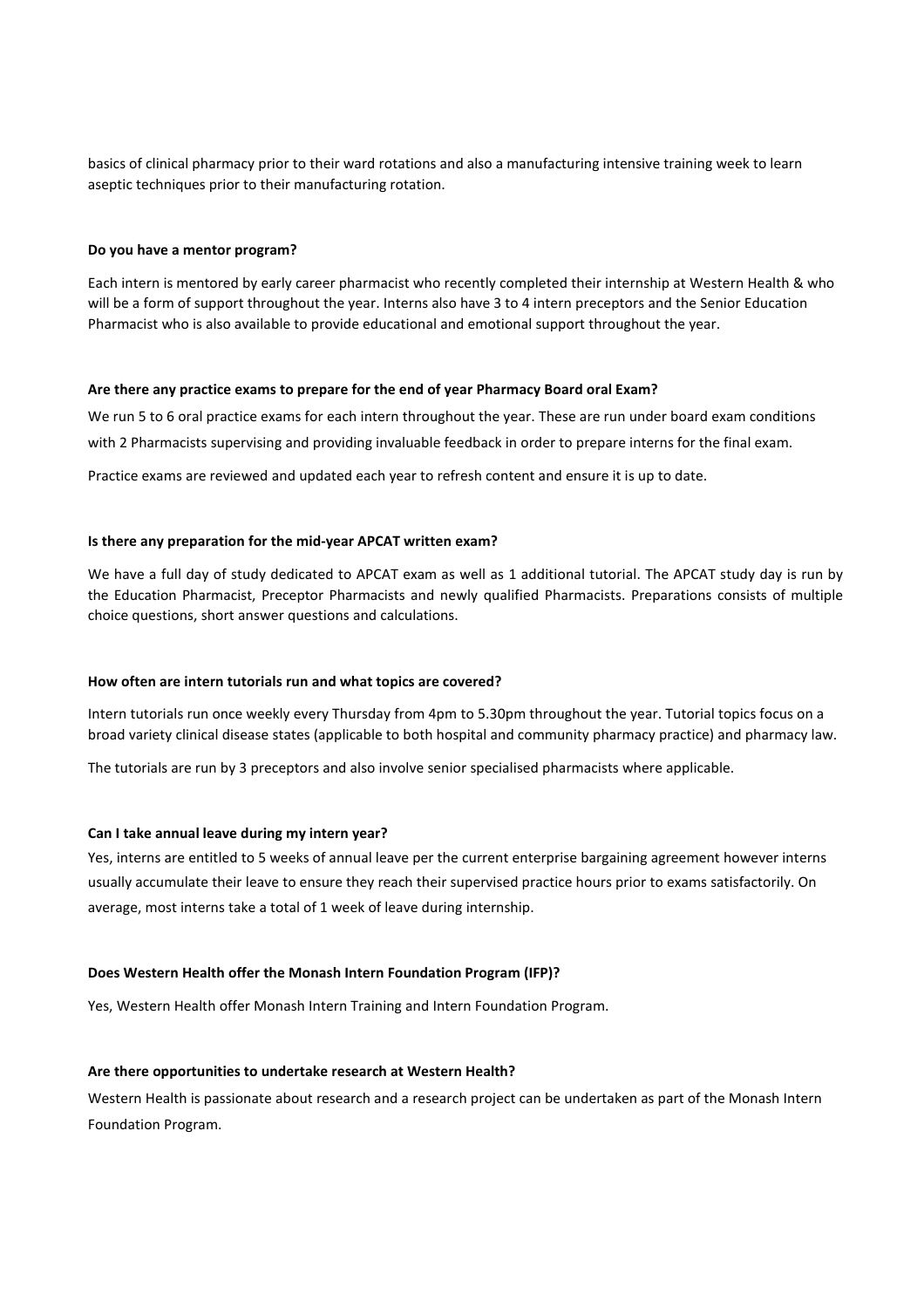basics of clinical pharmacy prior to their ward rotations and also a manufacturing intensive training week to learn aseptic techniques prior to their manufacturing rotation.

**Do you have a mentor program?**

Each intern is mentored by early career pharmacist who recently completed their internship at Western Health & who will be a form of support throughout the year. Interns also have 3 to 4 intern preceptors and the Senior Education Pharmacist who is also available to provide educational and emotional support throughout the year.

**Are there any practice exams to prepare for the end of year Pharmacy Board oral Exam?**

We run 5 to 6 oral practice exams for each intern throughout the year. These are run under board exam conditions with 2 Pharmacists supervising and providing invaluable feedback in order to prepare interns for the final exam.

Practice exams are reviewed and updated each year to refresh content and ensure it is up to date.

**Is there any preparation for the mid-year APCAT written exam?**

We have a full day of study dedicated to APCAT exam as well as 1 additional tutorial. The APCAT study day is run by the Education Pharmacist, Preceptor Pharmacists and newly qualified Pharmacists. Preparations consists of multiple choice questions, short answer questions and calculations.

**How often are intern tutorials run and what topics are covered?**

Intern tutorials run once weekly every Thursday from 4pm to 5.30pm throughout the year. Tutorial topics focus on a broad variety clinical disease states (applicable to both hospital and community pharmacy practice) and pharmacy law.

The tutorials are run by 3 preceptors and also involve senior specialised pharmacists where applicable.

**Can I take annual leave during my intern year?**

Yes, interns are entitled to 5 weeks of annual leave per the current enterprise bargaining agreement however interns usually accumulate their leave to ensure they reach their supervised practice hours prior to exams satisfactorily. On average, most interns take a total of 1 week of leave during internship.

**Does Western Health offer the Monash Intern Foundation Program (IFP)?**

Yes, Western Health offer Monash Intern Training and Intern Foundation Program.

**Are there opportunities to undertake research at Western Health?**

Western Health is passionate about research and a research project can be undertaken as part of the Monash Intern Foundation Program.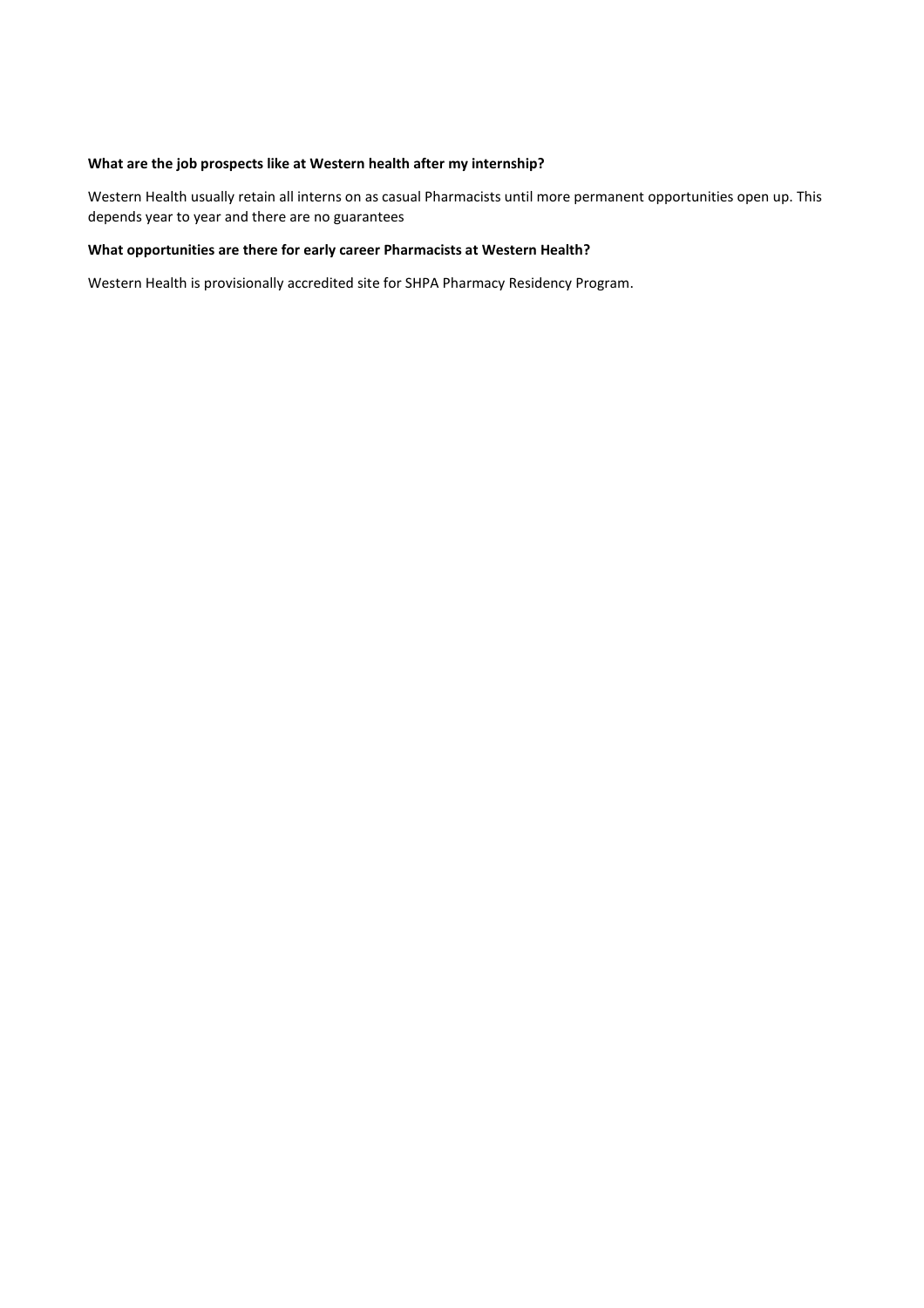**What are the job prospects like at Western health after my internship?**

Western Health usually retain all interns on as casual Pharmacists until more permanent opportunities open up. This depends year to year and there are no guarantees

**What opportunities are there for early career Pharmacists at Western Health?**

Western Health is provisionally accredited site for SHPA Pharmacy Residency Program.